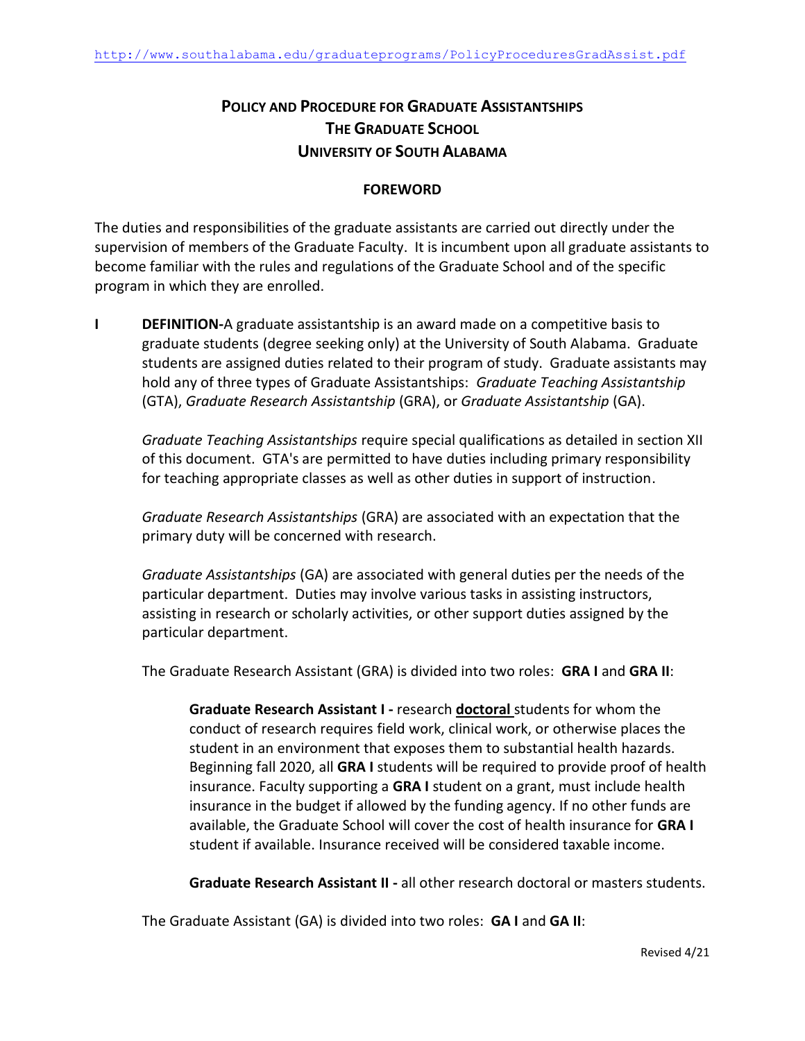http://www.southalabama.edu/graduateprograms/PolicyProceduresGradAssist.pdf

# POLICY AND PROCEDURE FOR GRADUATE ASSISTANTSHIPS
# THE GRADUATE SCHOOL
# UNIVERSITY OF SOUTH ALABAMA

## FOREWORD

The duties and responsibilities of the graduate assistants are carried out directly under the supervision of members of the Graduate Faculty. It is incumbent upon all graduate assistants to become familiar with the rules and regulations of the Graduate School and of the specific program in which they are enrolled.

**I DEFINITION-**A graduate assistantship is an award made on a competitive basis to graduate students (degree seeking only) at the University of South Alabama. Graduate students are assigned duties related to their program of study. Graduate assistants may hold any of three types of Graduate Assistantships: *Graduate Teaching Assistantship* (GTA), *Graduate Research Assistantship* (GRA), or *Graduate Assistantship* (GA).

*Graduate Teaching Assistantships* require special qualifications as detailed in section XII of this document. GTA's are permitted to have duties including primary responsibility for teaching appropriate classes as well as other duties in support of instruction.

*Graduate Research Assistantships* (GRA) are associated with an expectation that the primary duty will be concerned with research.

*Graduate Assistantships* (GA) are associated with general duties per the needs of the particular department. Duties may involve various tasks in assisting instructors, assisting in research or scholarly activities, or other support duties assigned by the particular department.

The Graduate Research Assistant (GRA) is divided into two roles: **GRA I** and **GRA II**:

> **Graduate Research Assistant I -** research **doctoral** students for whom the conduct of research requires field work, clinical work, or otherwise places the student in an environment that exposes them to substantial health hazards. Beginning fall 2020, all **GRA I** students will be required to provide proof of health insurance. Faculty supporting a **GRA I** student on a grant, must include health insurance in the budget if allowed by the funding agency. If no other funds are available, the Graduate School will cover the cost of health insurance for **GRA I** student if available. Insurance received will be considered taxable income.
>
> **Graduate Research Assistant II -** all other research doctoral or masters students.

The Graduate Assistant (GA) is divided into two roles: **GA I** and **GA II**: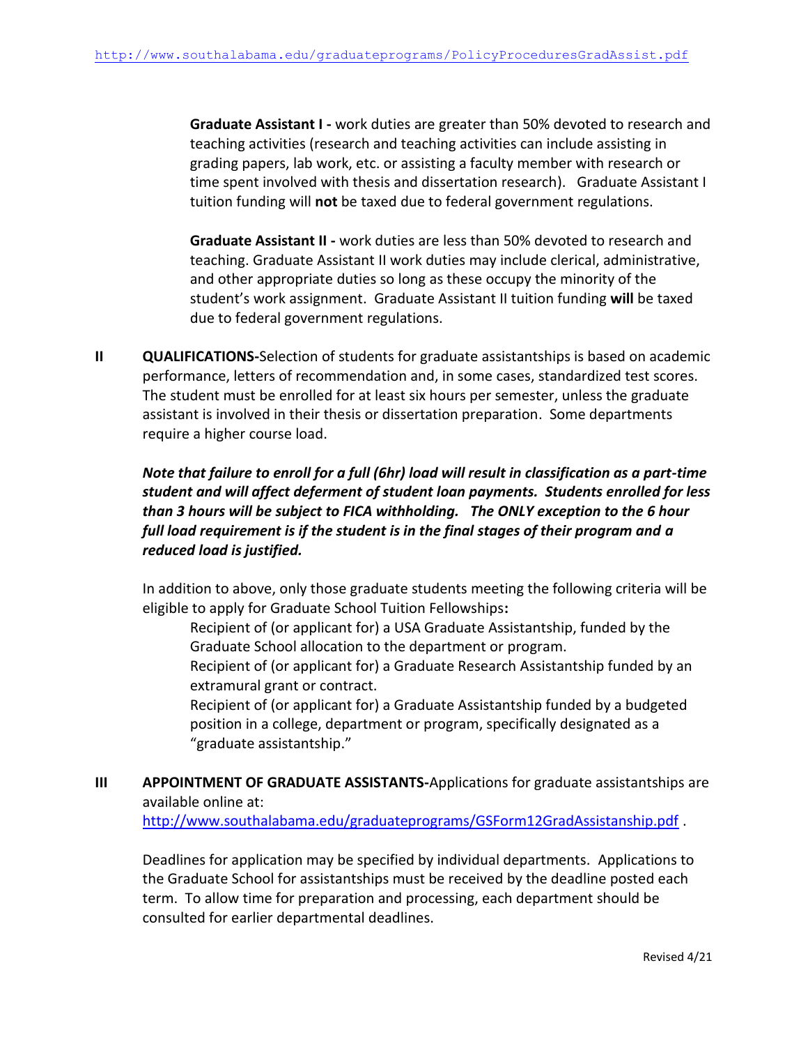**Graduate Assistant I -** work duties are greater than 50% devoted to research and teaching activities (research and teaching activities can include assisting in grading papers, lab work, etc. or assisting a faculty member with research or time spent involved with thesis and dissertation research). Graduate Assistant I tuition funding will **not** be taxed due to federal government regulations.

**Graduate Assistant II -** work duties are less than 50% devoted to research and teaching. Graduate Assistant II work duties may include clerical, administrative, and other appropriate duties so long as these occupy the minority of the student's work assignment. Graduate Assistant II tuition funding **will** be taxed due to federal government regulations.

**II QUALIFICATIONS-**Selection of students for graduate assistantships is based on academic performance, letters of recommendation and, in some cases, standardized test scores. The student must be enrolled for at least six hours per semester, unless the graduate assistant is involved in their thesis or dissertation preparation. Some departments require a higher course load.

***Note that failure to enroll for a full (6hr) load will result in classification as a part-time student and will affect deferment of student loan payments. Students enrolled for less than 3 hours will be subject to FICA withholding. The ONLY exception to the 6 hour full load requirement is if the student is in the final stages of their program and a reduced load is justified.***

In addition to above, only those graduate students meeting the following criteria will be eligible to apply for Graduate School Tuition Fellowships**:**

Recipient of (or applicant for) a USA Graduate Assistantship, funded by the Graduate School allocation to the department or program.

Recipient of (or applicant for) a Graduate Research Assistantship funded by an extramural grant or contract.

Recipient of (or applicant for) a Graduate Assistantship funded by a budgeted position in a college, department or program, specifically designated as a "graduate assistantship."

**III APPOINTMENT OF GRADUATE ASSISTANTS-**Applications for graduate assistantships are available online at: http://www.southalabama.edu/graduateprograms/GSForm12GradAssistanship.pdf .

Deadlines for application may be specified by individual departments. Applications to the Graduate School for assistantships must be received by the deadline posted each term. To allow time for preparation and processing, each department should be consulted for earlier departmental deadlines.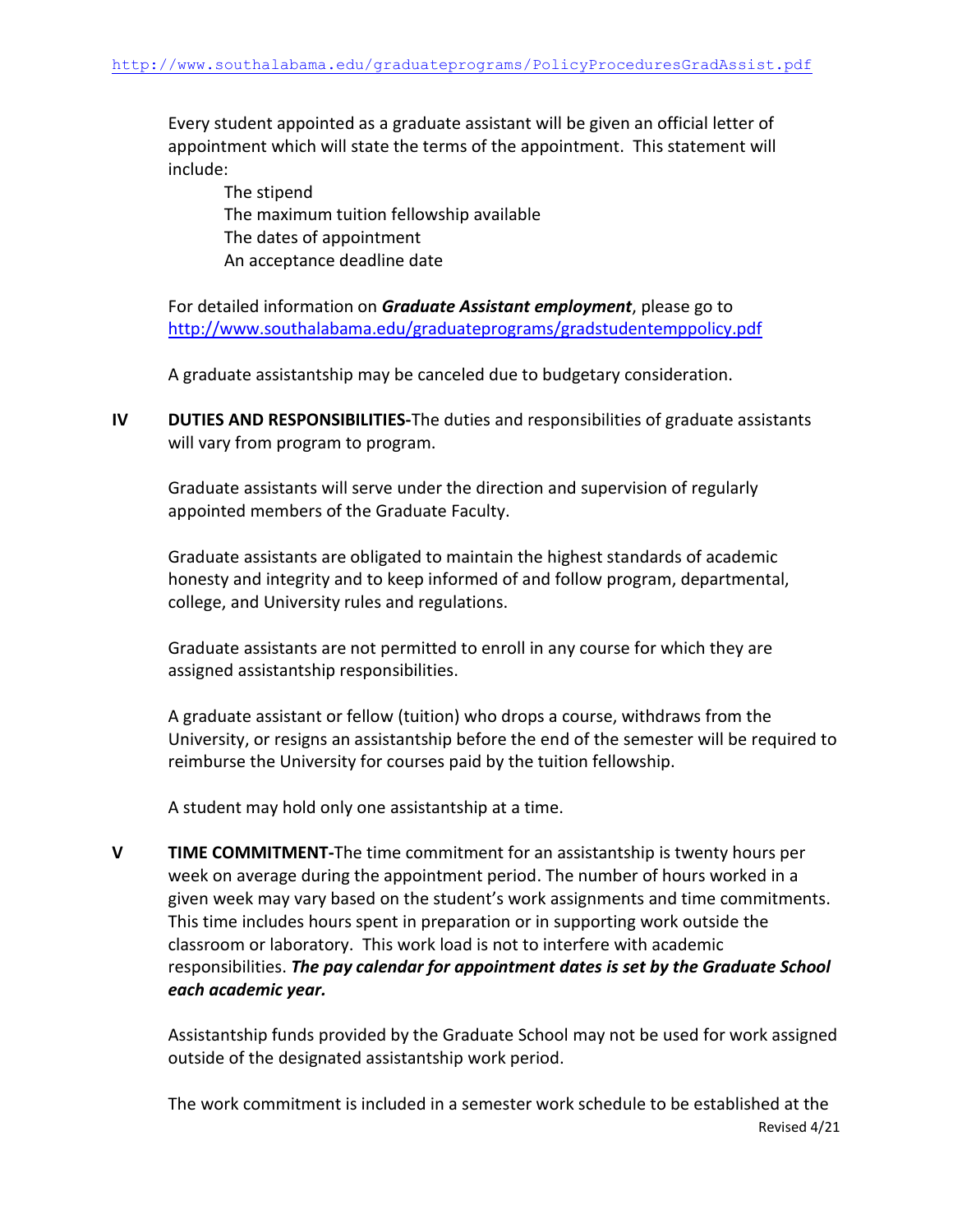Every student appointed as a graduate assistant will be given an official letter of appointment which will state the terms of the appointment. This statement will include:

- The stipend
- The maximum tuition fellowship available
- The dates of appointment
- An acceptance deadline date

For detailed information on ***Graduate Assistant employment***, please go to http://www.southalabama.edu/graduateprograms/gradstudentemppolicy.pdf

A graduate assistantship may be canceled due to budgetary consideration.

**IV DUTIES AND RESPONSIBILITIES-**The duties and responsibilities of graduate assistants will vary from program to program.

Graduate assistants will serve under the direction and supervision of regularly appointed members of the Graduate Faculty.

Graduate assistants are obligated to maintain the highest standards of academic honesty and integrity and to keep informed of and follow program, departmental, college, and University rules and regulations.

Graduate assistants are not permitted to enroll in any course for which they are assigned assistantship responsibilities.

A graduate assistant or fellow (tuition) who drops a course, withdraws from the University, or resigns an assistantship before the end of the semester will be required to reimburse the University for courses paid by the tuition fellowship.

A student may hold only one assistantship at a time.

**V TIME COMMITMENT-**The time commitment for an assistantship is twenty hours per week on average during the appointment period. The number of hours worked in a given week may vary based on the student's work assignments and time commitments. This time includes hours spent in preparation or in supporting work outside the classroom or laboratory. This work load is not to interfere with academic responsibilities. ***The pay calendar for appointment dates is set by the Graduate School each academic year.***

Assistantship funds provided by the Graduate School may not be used for work assigned outside of the designated assistantship work period.

The work commitment is included in a semester work schedule to be established at the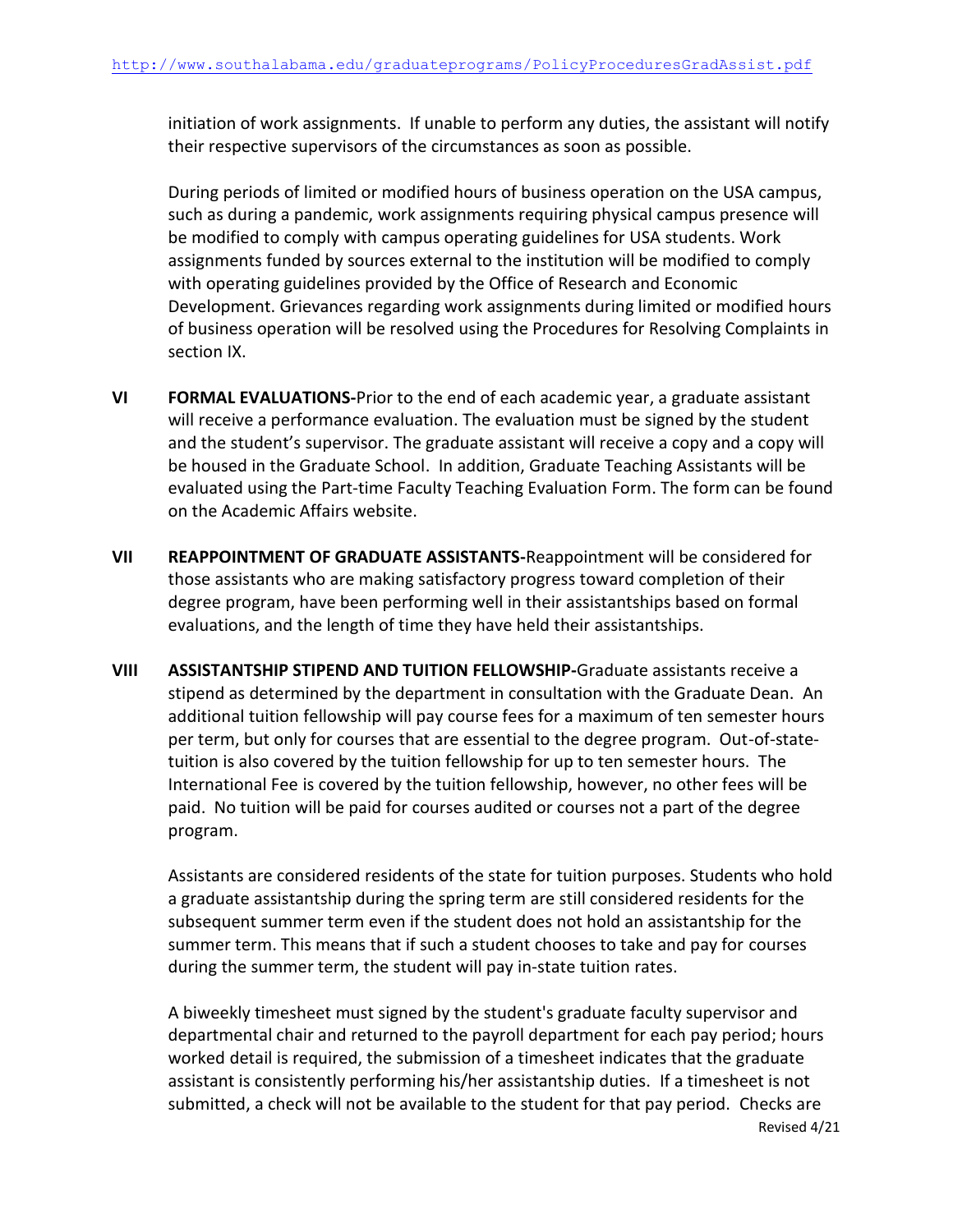initiation of work assignments. If unable to perform any duties, the assistant will notify their respective supervisors of the circumstances as soon as possible.

During periods of limited or modified hours of business operation on the USA campus, such as during a pandemic, work assignments requiring physical campus presence will be modified to comply with campus operating guidelines for USA students. Work assignments funded by sources external to the institution will be modified to comply with operating guidelines provided by the Office of Research and Economic Development. Grievances regarding work assignments during limited or modified hours of business operation will be resolved using the Procedures for Resolving Complaints in section IX.

**VI FORMAL EVALUATIONS-**Prior to the end of each academic year, a graduate assistant will receive a performance evaluation. The evaluation must be signed by the student and the student's supervisor. The graduate assistant will receive a copy and a copy will be housed in the Graduate School. In addition, Graduate Teaching Assistants will be evaluated using the Part-time Faculty Teaching Evaluation Form. The form can be found on the Academic Affairs website.

**VII REAPPOINTMENT OF GRADUATE ASSISTANTS-**Reappointment will be considered for those assistants who are making satisfactory progress toward completion of their degree program, have been performing well in their assistantships based on formal evaluations, and the length of time they have held their assistantships.

**VIII ASSISTANTSHIP STIPEND AND TUITION FELLOWSHIP-**Graduate assistants receive a stipend as determined by the department in consultation with the Graduate Dean. An additional tuition fellowship will pay course fees for a maximum of ten semester hours per term, but only for courses that are essential to the degree program. Out-of-state-tuition is also covered by the tuition fellowship for up to ten semester hours. The International Fee is covered by the tuition fellowship, however, no other fees will be paid. No tuition will be paid for courses audited or courses not a part of the degree program.

Assistants are considered residents of the state for tuition purposes. Students who hold a graduate assistantship during the spring term are still considered residents for the subsequent summer term even if the student does not hold an assistantship for the summer term. This means that if such a student chooses to take and pay for courses during the summer term, the student will pay in-state tuition rates.

A biweekly timesheet must signed by the student's graduate faculty supervisor and departmental chair and returned to the payroll department for each pay period; hours worked detail is required, the submission of a timesheet indicates that the graduate assistant is consistently performing his/her assistantship duties. If a timesheet is not submitted, a check will not be available to the student for that pay period. Checks are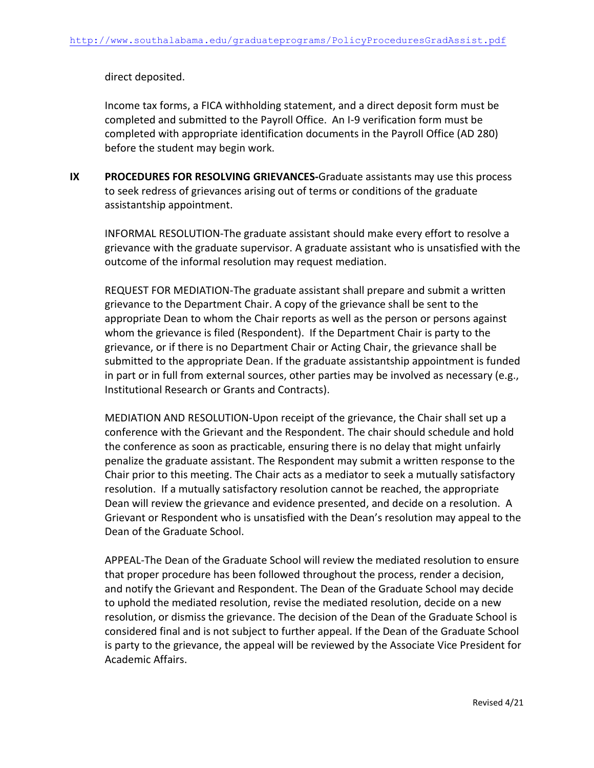direct deposited.

Income tax forms, a FICA withholding statement, and a direct deposit form must be completed and submitted to the Payroll Office. An I-9 verification form must be completed with appropriate identification documents in the Payroll Office (AD 280) before the student may begin work.

**IX PROCEDURES FOR RESOLVING GRIEVANCES-**Graduate assistants may use this process to seek redress of grievances arising out of terms or conditions of the graduate assistantship appointment.

INFORMAL RESOLUTION-The graduate assistant should make every effort to resolve a grievance with the graduate supervisor. A graduate assistant who is unsatisfied with the outcome of the informal resolution may request mediation.

REQUEST FOR MEDIATION-The graduate assistant shall prepare and submit a written grievance to the Department Chair. A copy of the grievance shall be sent to the appropriate Dean to whom the Chair reports as well as the person or persons against whom the grievance is filed (Respondent). If the Department Chair is party to the grievance, or if there is no Department Chair or Acting Chair, the grievance shall be submitted to the appropriate Dean. If the graduate assistantship appointment is funded in part or in full from external sources, other parties may be involved as necessary (e.g., Institutional Research or Grants and Contracts).

MEDIATION AND RESOLUTION-Upon receipt of the grievance, the Chair shall set up a conference with the Grievant and the Respondent. The chair should schedule and hold the conference as soon as practicable, ensuring there is no delay that might unfairly penalize the graduate assistant. The Respondent may submit a written response to the Chair prior to this meeting. The Chair acts as a mediator to seek a mutually satisfactory resolution. If a mutually satisfactory resolution cannot be reached, the appropriate Dean will review the grievance and evidence presented, and decide on a resolution. A Grievant or Respondent who is unsatisfied with the Dean's resolution may appeal to the Dean of the Graduate School.

APPEAL-The Dean of the Graduate School will review the mediated resolution to ensure that proper procedure has been followed throughout the process, render a decision, and notify the Grievant and Respondent. The Dean of the Graduate School may decide to uphold the mediated resolution, revise the mediated resolution, decide on a new resolution, or dismiss the grievance. The decision of the Dean of the Graduate School is considered final and is not subject to further appeal. If the Dean of the Graduate School is party to the grievance, the appeal will be reviewed by the Associate Vice President for Academic Affairs.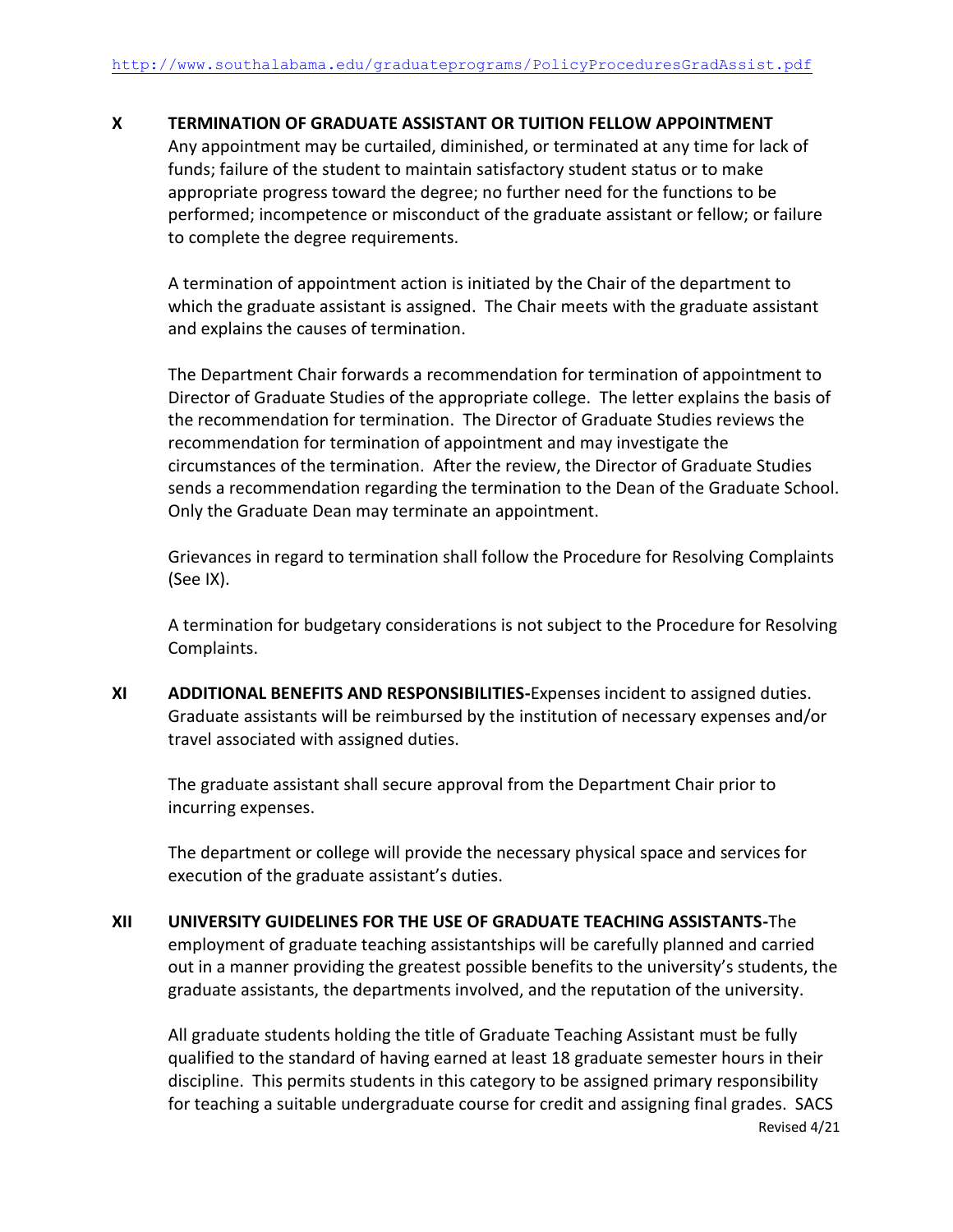## X TERMINATION OF GRADUATE ASSISTANT OR TUITION FELLOW APPOINTMENT

Any appointment may be curtailed, diminished, or terminated at any time for lack of funds; failure of the student to maintain satisfactory student status or to make appropriate progress toward the degree; no further need for the functions to be performed; incompetence or misconduct of the graduate assistant or fellow; or failure to complete the degree requirements.

A termination of appointment action is initiated by the Chair of the department to which the graduate assistant is assigned. The Chair meets with the graduate assistant and explains the causes of termination.

The Department Chair forwards a recommendation for termination of appointment to Director of Graduate Studies of the appropriate college. The letter explains the basis of the recommendation for termination. The Director of Graduate Studies reviews the recommendation for termination of appointment and may investigate the circumstances of the termination. After the review, the Director of Graduate Studies sends a recommendation regarding the termination to the Dean of the Graduate School. Only the Graduate Dean may terminate an appointment.

Grievances in regard to termination shall follow the Procedure for Resolving Complaints (See IX).

A termination for budgetary considerations is not subject to the Procedure for Resolving Complaints.

## XI ADDITIONAL BENEFITS AND RESPONSIBILITIES-

Expenses incident to assigned duties. Graduate assistants will be reimbursed by the institution of necessary expenses and/or travel associated with assigned duties.

The graduate assistant shall secure approval from the Department Chair prior to incurring expenses.

The department or college will provide the necessary physical space and services for execution of the graduate assistant's duties.

## XII UNIVERSITY GUIDELINES FOR THE USE OF GRADUATE TEACHING ASSISTANTS-

The employment of graduate teaching assistantships will be carefully planned and carried out in a manner providing the greatest possible benefits to the university's students, the graduate assistants, the departments involved, and the reputation of the university.

All graduate students holding the title of Graduate Teaching Assistant must be fully qualified to the standard of having earned at least 18 graduate semester hours in their discipline. This permits students in this category to be assigned primary responsibility for teaching a suitable undergraduate course for credit and assigning final grades. SACS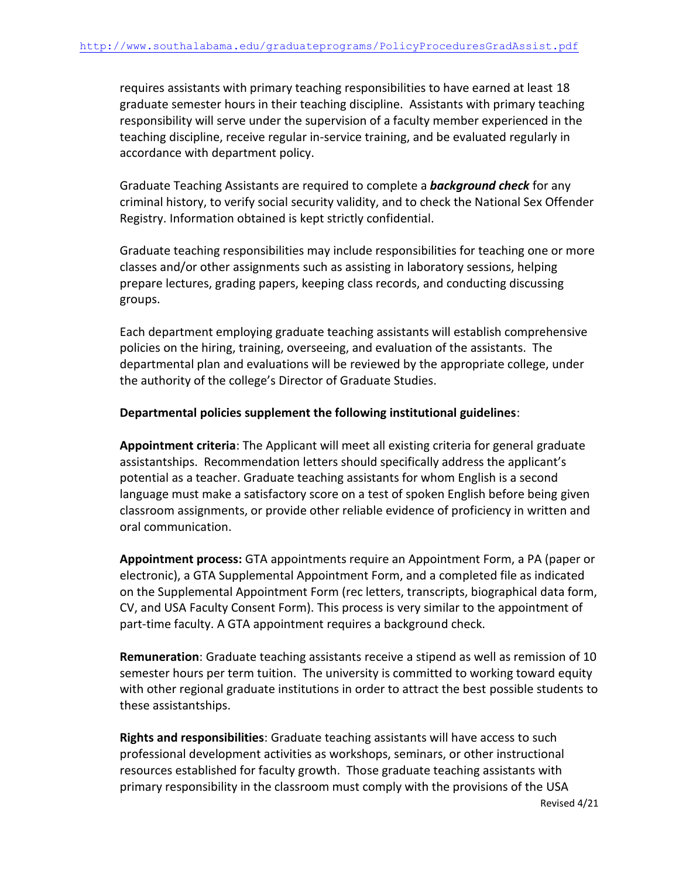requires assistants with primary teaching responsibilities to have earned at least 18 graduate semester hours in their teaching discipline. Assistants with primary teaching responsibility will serve under the supervision of a faculty member experienced in the teaching discipline, receive regular in-service training, and be evaluated regularly in accordance with department policy.

Graduate Teaching Assistants are required to complete a ***background check*** for any criminal history, to verify social security validity, and to check the National Sex Offender Registry. Information obtained is kept strictly confidential.

Graduate teaching responsibilities may include responsibilities for teaching one or more classes and/or other assignments such as assisting in laboratory sessions, helping prepare lectures, grading papers, keeping class records, and conducting discussing groups.

Each department employing graduate teaching assistants will establish comprehensive policies on the hiring, training, overseeing, and evaluation of the assistants. The departmental plan and evaluations will be reviewed by the appropriate college, under the authority of the college's Director of Graduate Studies.

**Departmental policies supplement the following institutional guidelines**:

**Appointment criteria**: The Applicant will meet all existing criteria for general graduate assistantships. Recommendation letters should specifically address the applicant's potential as a teacher. Graduate teaching assistants for whom English is a second language must make a satisfactory score on a test of spoken English before being given classroom assignments, or provide other reliable evidence of proficiency in written and oral communication.

**Appointment process:** GTA appointments require an Appointment Form, a PA (paper or electronic), a GTA Supplemental Appointment Form, and a completed file as indicated on the Supplemental Appointment Form (rec letters, transcripts, biographical data form, CV, and USA Faculty Consent Form). This process is very similar to the appointment of part-time faculty. A GTA appointment requires a background check.

**Remuneration**: Graduate teaching assistants receive a stipend as well as remission of 10 semester hours per term tuition. The university is committed to working toward equity with other regional graduate institutions in order to attract the best possible students to these assistantships.

**Rights and responsibilities**: Graduate teaching assistants will have access to such professional development activities as workshops, seminars, or other instructional resources established for faculty growth. Those graduate teaching assistants with primary responsibility in the classroom must comply with the provisions of the USA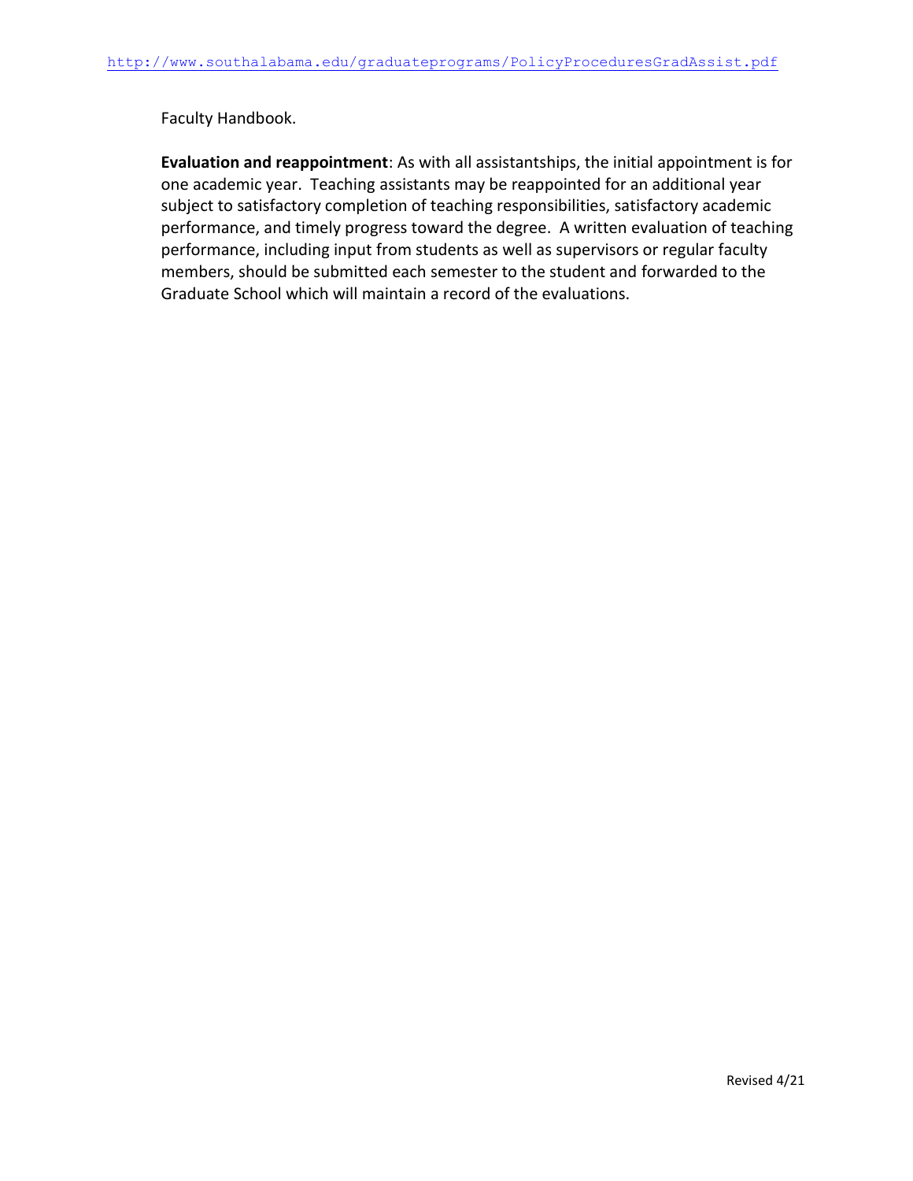Faculty Handbook.

**Evaluation and reappointment**: As with all assistantships, the initial appointment is for one academic year. Teaching assistants may be reappointed for an additional year subject to satisfactory completion of teaching responsibilities, satisfactory academic performance, and timely progress toward the degree. A written evaluation of teaching performance, including input from students as well as supervisors or regular faculty members, should be submitted each semester to the student and forwarded to the Graduate School which will maintain a record of the evaluations.